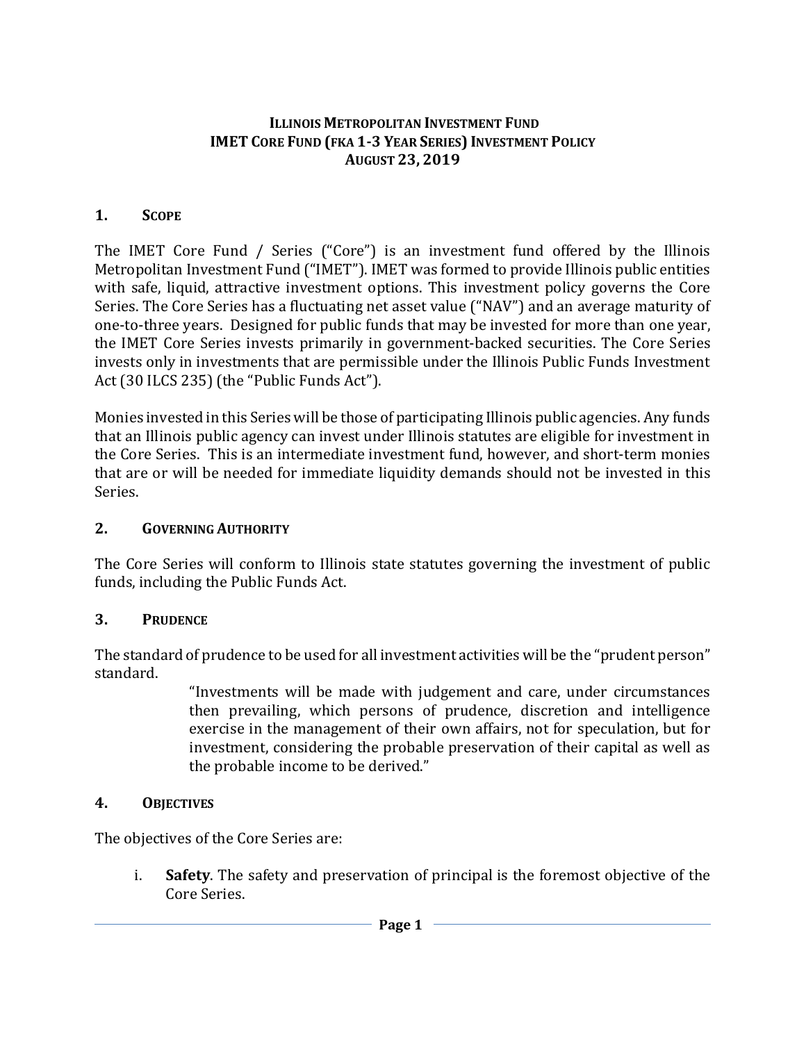# ILLINOIS METROPOLITAN INVESTMENT FUND
# IMET CORE FUND (FKA 1-3 YEAR SERIES) INVESTMENT POLICY
# AUGUST 23, 2019

## 1. SCOPE

The IMET Core Fund / Series ("Core") is an investment fund offered by the Illinois Metropolitan Investment Fund ("IMET"). IMET was formed to provide Illinois public entities with safe, liquid, attractive investment options. This investment policy governs the Core Series. The Core Series has a fluctuating net asset value ("NAV") and an average maturity of one-to-three years. Designed for public funds that may be invested for more than one year, the IMET Core Series invests primarily in government-backed securities. The Core Series invests only in investments that are permissible under the Illinois Public Funds Investment Act (30 ILCS 235) (the "Public Funds Act").

Monies invested in this Series will be those of participating Illinois public agencies. Any funds that an Illinois public agency can invest under Illinois statutes are eligible for investment in the Core Series. This is an intermediate investment fund, however, and short-term monies that are or will be needed for immediate liquidity demands should not be invested in this Series.

## 2. GOVERNING AUTHORITY

The Core Series will conform to Illinois state statutes governing the investment of public funds, including the Public Funds Act.

## 3. PRUDENCE

The standard of prudence to be used for all investment activities will be the "prudent person" standard.

> "Investments will be made with judgement and care, under circumstances then prevailing, which persons of prudence, discretion and intelligence exercise in the management of their own affairs, not for speculation, but for investment, considering the probable preservation of their capital as well as the probable income to be derived."

## 4. OBJECTIVES

The objectives of the Core Series are:

i. **Safety**. The safety and preservation of principal is the foremost objective of the Core Series.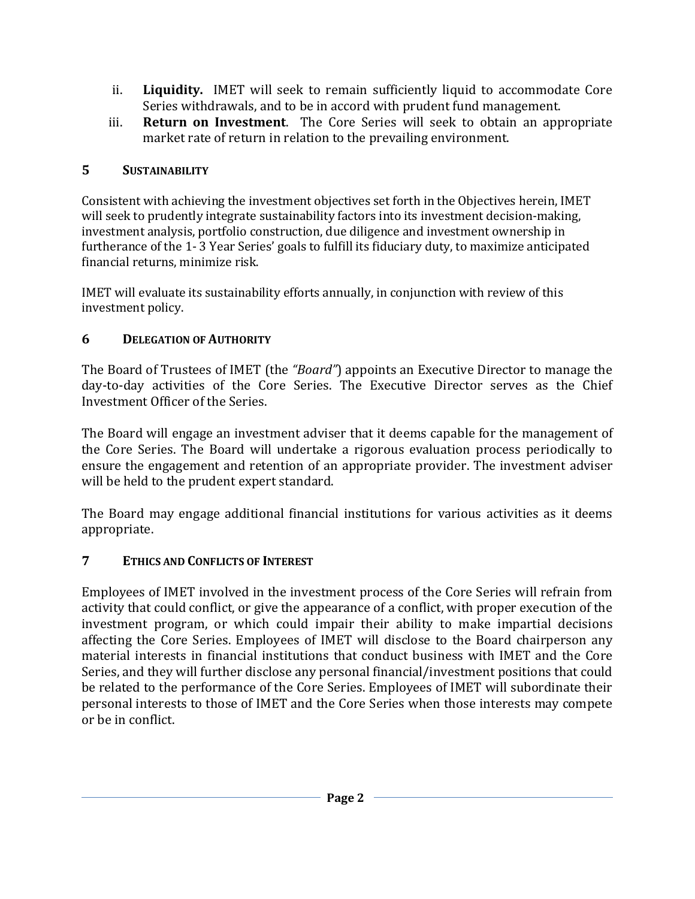ii. **Liquidity.** IMET will seek to remain sufficiently liquid to accommodate Core Series withdrawals, and to be in accord with prudent fund management.

iii. **Return on Investment**. The Core Series will seek to obtain an appropriate market rate of return in relation to the prevailing environment.

## 5 SUSTAINABILITY

Consistent with achieving the investment objectives set forth in the Objectives herein, IMET will seek to prudently integrate sustainability factors into its investment decision-making, investment analysis, portfolio construction, due diligence and investment ownership in furtherance of the 1- 3 Year Series' goals to fulfill its fiduciary duty, to maximize anticipated financial returns, minimize risk.

IMET will evaluate its sustainability efforts annually, in conjunction with review of this investment policy.

## 6 DELEGATION OF AUTHORITY

The Board of Trustees of IMET (the *"Board"*) appoints an Executive Director to manage the day-to-day activities of the Core Series. The Executive Director serves as the Chief Investment Officer of the Series.

The Board will engage an investment adviser that it deems capable for the management of the Core Series. The Board will undertake a rigorous evaluation process periodically to ensure the engagement and retention of an appropriate provider. The investment adviser will be held to the prudent expert standard.

The Board may engage additional financial institutions for various activities as it deems appropriate.

## 7 ETHICS AND CONFLICTS OF INTEREST

Employees of IMET involved in the investment process of the Core Series will refrain from activity that could conflict, or give the appearance of a conflict, with proper execution of the investment program, or which could impair their ability to make impartial decisions affecting the Core Series. Employees of IMET will disclose to the Board chairperson any material interests in financial institutions that conduct business with IMET and the Core Series, and they will further disclose any personal financial/investment positions that could be related to the performance of the Core Series. Employees of IMET will subordinate their personal interests to those of IMET and the Core Series when those interests may compete or be in conflict.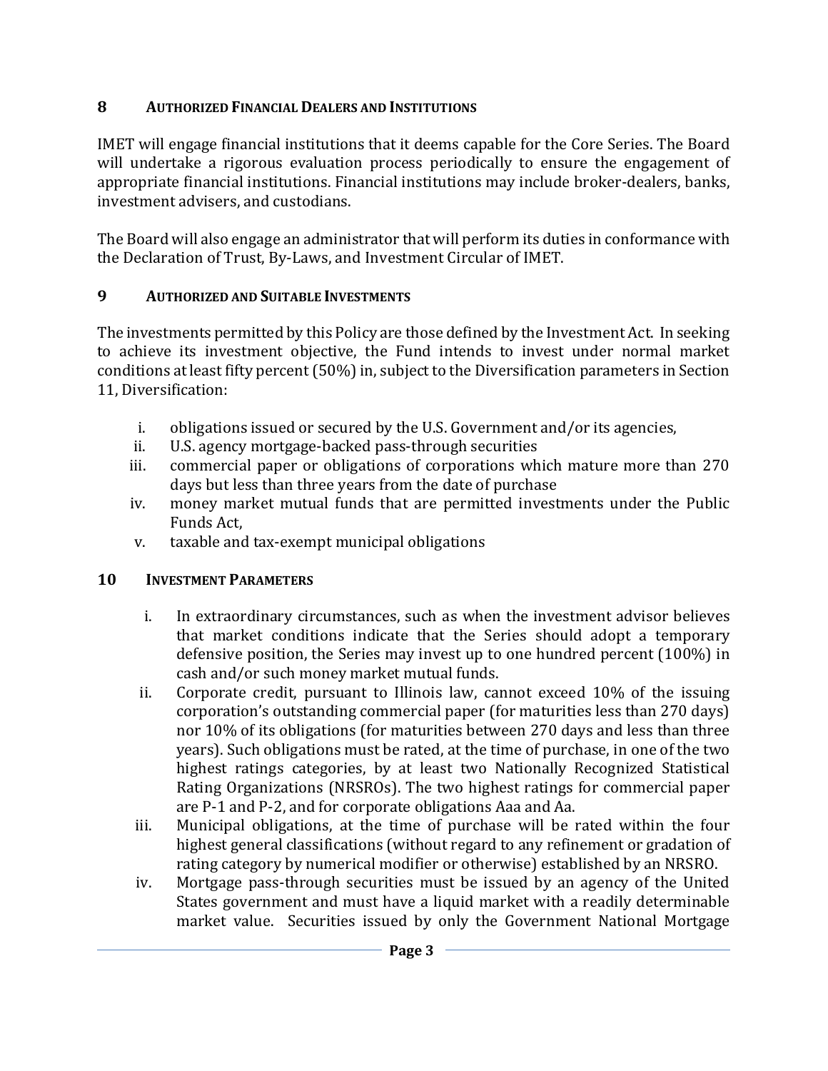## 8 Authorized Financial Dealers and Institutions

IMET will engage financial institutions that it deems capable for the Core Series. The Board will undertake a rigorous evaluation process periodically to ensure the engagement of appropriate financial institutions. Financial institutions may include broker-dealers, banks, investment advisers, and custodians.

The Board will also engage an administrator that will perform its duties in conformance with the Declaration of Trust, By-Laws, and Investment Circular of IMET.

## 9 Authorized and Suitable Investments

The investments permitted by this Policy are those defined by the Investment Act. In seeking to achieve its investment objective, the Fund intends to invest under normal market conditions at least fifty percent (50%) in, subject to the Diversification parameters in Section 11, Diversification:

i. obligations issued or secured by the U.S. Government and/or its agencies,
ii. U.S. agency mortgage-backed pass-through securities
iii. commercial paper or obligations of corporations which mature more than 270 days but less than three years from the date of purchase
iv. money market mutual funds that are permitted investments under the Public Funds Act,
v. taxable and tax-exempt municipal obligations

## 10 Investment Parameters

i. In extraordinary circumstances, such as when the investment advisor believes that market conditions indicate that the Series should adopt a temporary defensive position, the Series may invest up to one hundred percent (100%) in cash and/or such money market mutual funds.
ii. Corporate credit, pursuant to Illinois law, cannot exceed 10% of the issuing corporation's outstanding commercial paper (for maturities less than 270 days) nor 10% of its obligations (for maturities between 270 days and less than three years). Such obligations must be rated, at the time of purchase, in one of the two highest ratings categories, by at least two Nationally Recognized Statistical Rating Organizations (NRSROs). The two highest ratings for commercial paper are P-1 and P-2, and for corporate obligations Aaa and Aa.
iii. Municipal obligations, at the time of purchase will be rated within the four highest general classifications (without regard to any refinement or gradation of rating category by numerical modifier or otherwise) established by an NRSRO.
iv. Mortgage pass-through securities must be issued by an agency of the United States government and must have a liquid market with a readily determinable market value. Securities issued by only the Government National Mortgage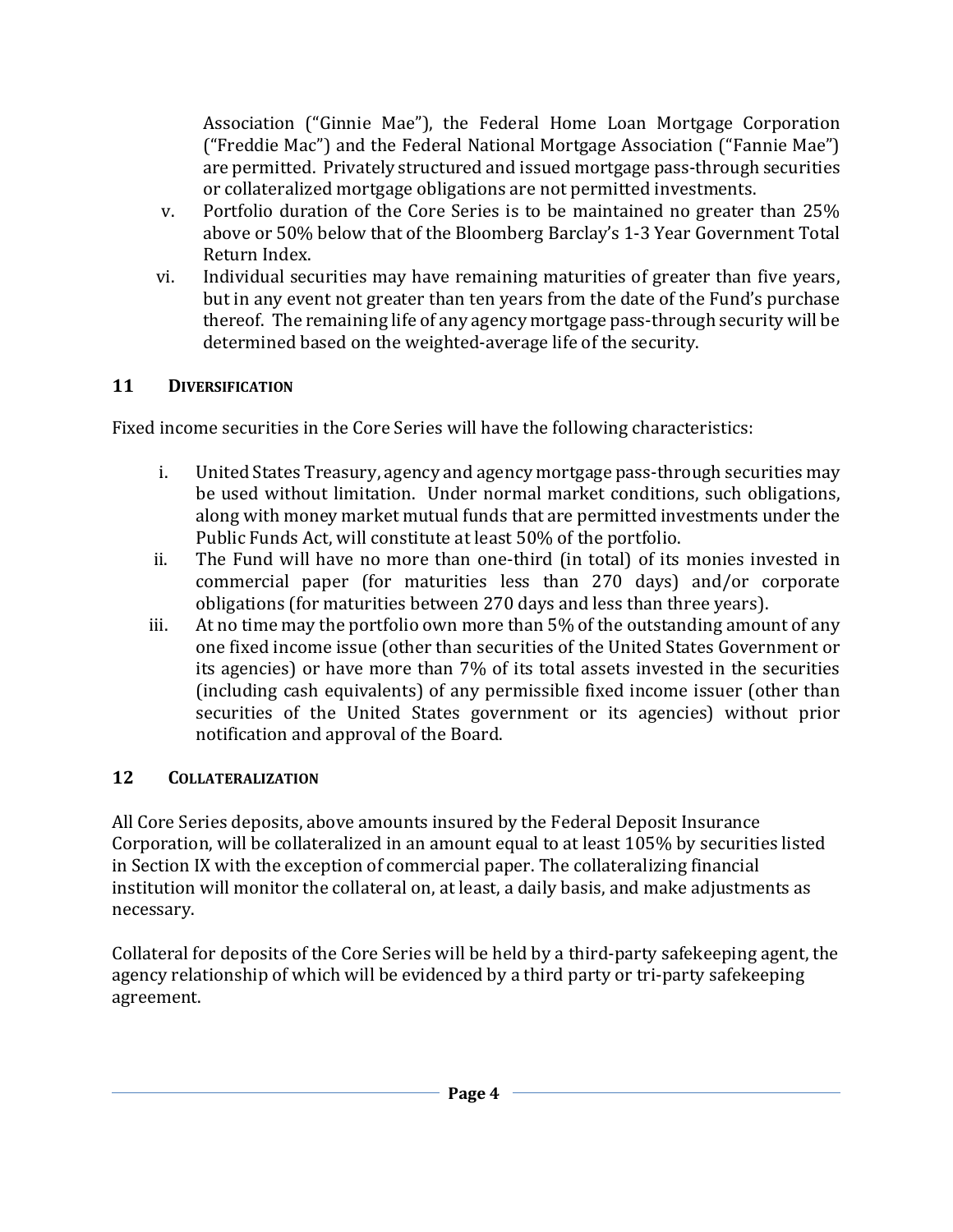Association ("Ginnie Mae"), the Federal Home Loan Mortgage Corporation ("Freddie Mac") and the Federal National Mortgage Association ("Fannie Mae") are permitted. Privately structured and issued mortgage pass-through securities or collateralized mortgage obligations are not permitted investments.

v. Portfolio duration of the Core Series is to be maintained no greater than 25% above or 50% below that of the Bloomberg Barclay's 1-3 Year Government Total Return Index.

vi. Individual securities may have remaining maturities of greater than five years, but in any event not greater than ten years from the date of the Fund's purchase thereof. The remaining life of any agency mortgage pass-through security will be determined based on the weighted-average life of the security.

## 11 DIVERSIFICATION

Fixed income securities in the Core Series will have the following characteristics:

i. United States Treasury, agency and agency mortgage pass-through securities may be used without limitation. Under normal market conditions, such obligations, along with money market mutual funds that are permitted investments under the Public Funds Act, will constitute at least 50% of the portfolio.

ii. The Fund will have no more than one-third (in total) of its monies invested in commercial paper (for maturities less than 270 days) and/or corporate obligations (for maturities between 270 days and less than three years).

iii. At no time may the portfolio own more than 5% of the outstanding amount of any one fixed income issue (other than securities of the United States Government or its agencies) or have more than 7% of its total assets invested in the securities (including cash equivalents) of any permissible fixed income issuer (other than securities of the United States government or its agencies) without prior notification and approval of the Board.

## 12 COLLATERALIZATION

All Core Series deposits, above amounts insured by the Federal Deposit Insurance Corporation, will be collateralized in an amount equal to at least 105% by securities listed in Section IX with the exception of commercial paper. The collateralizing financial institution will monitor the collateral on, at least, a daily basis, and make adjustments as necessary.

Collateral for deposits of the Core Series will be held by a third-party safekeeping agent, the agency relationship of which will be evidenced by a third party or tri-party safekeeping agreement.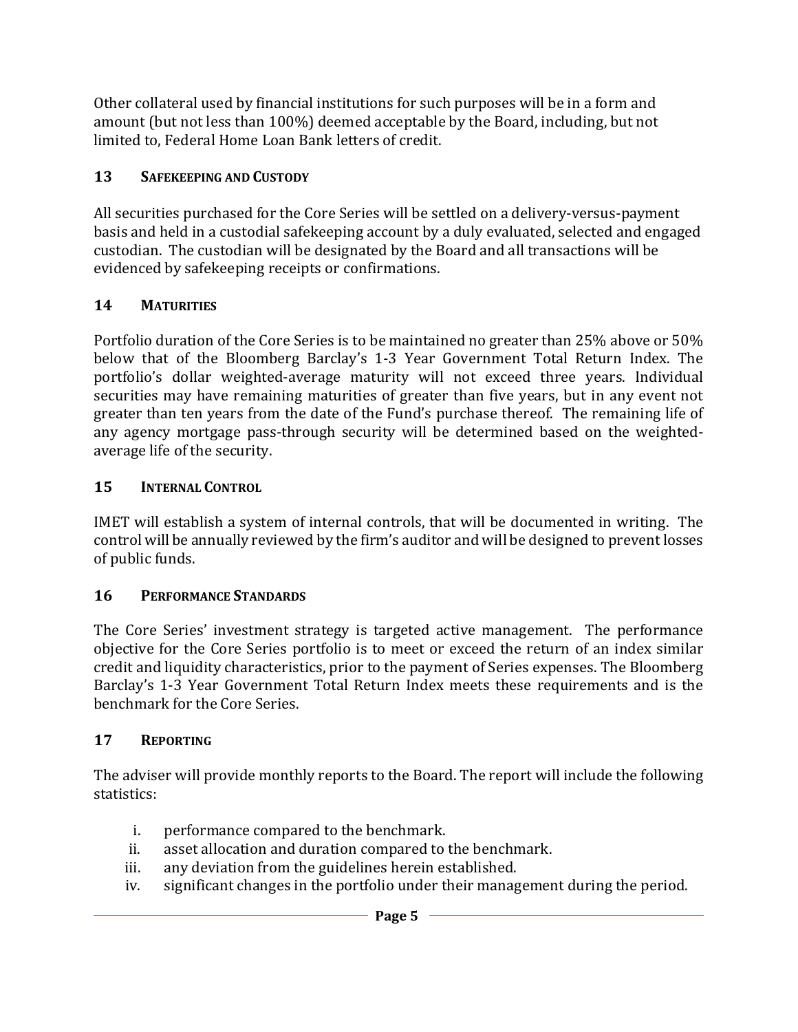Other collateral used by financial institutions for such purposes will be in a form and amount (but not less than 100%) deemed acceptable by the Board, including, but not limited to, Federal Home Loan Bank letters of credit.

## 13 SAFEKEEPING AND CUSTODY

All securities purchased for the Core Series will be settled on a delivery-versus-payment basis and held in a custodial safekeeping account by a duly evaluated, selected and engaged custodian. The custodian will be designated by the Board and all transactions will be evidenced by safekeeping receipts or confirmations.

## 14 MATURITIES

Portfolio duration of the Core Series is to be maintained no greater than 25% above or 50% below that of the Bloomberg Barclay's 1-3 Year Government Total Return Index. The portfolio's dollar weighted-average maturity will not exceed three years. Individual securities may have remaining maturities of greater than five years, but in any event not greater than ten years from the date of the Fund's purchase thereof. The remaining life of any agency mortgage pass-through security will be determined based on the weighted-average life of the security.

## 15 INTERNAL CONTROL

IMET will establish a system of internal controls, that will be documented in writing. The control will be annually reviewed by the firm's auditor and will be designed to prevent losses of public funds.

## 16 PERFORMANCE STANDARDS

The Core Series' investment strategy is targeted active management. The performance objective for the Core Series portfolio is to meet or exceed the return of an index similar credit and liquidity characteristics, prior to the payment of Series expenses. The Bloomberg Barclay's 1-3 Year Government Total Return Index meets these requirements and is the benchmark for the Core Series.

## 17 REPORTING

The adviser will provide monthly reports to the Board. The report will include the following statistics:

i. performance compared to the benchmark.
ii. asset allocation and duration compared to the benchmark.
iii. any deviation from the guidelines herein established.
iv. significant changes in the portfolio under their management during the period.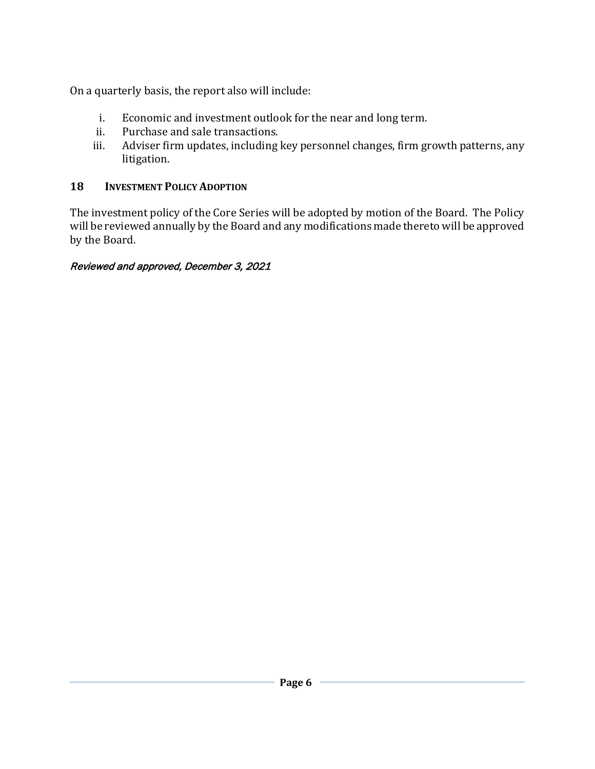On a quarterly basis, the report also will include:

i. Economic and investment outlook for the near and long term.
ii. Purchase and sale transactions.
iii. Adviser firm updates, including key personnel changes, firm growth patterns, any litigation.

## 18 INVESTMENT POLICY ADOPTION

The investment policy of the Core Series will be adopted by motion of the Board. The Policy will be reviewed annually by the Board and any modifications made thereto will be approved by the Board.

*Reviewed and approved, December 3, 2021*